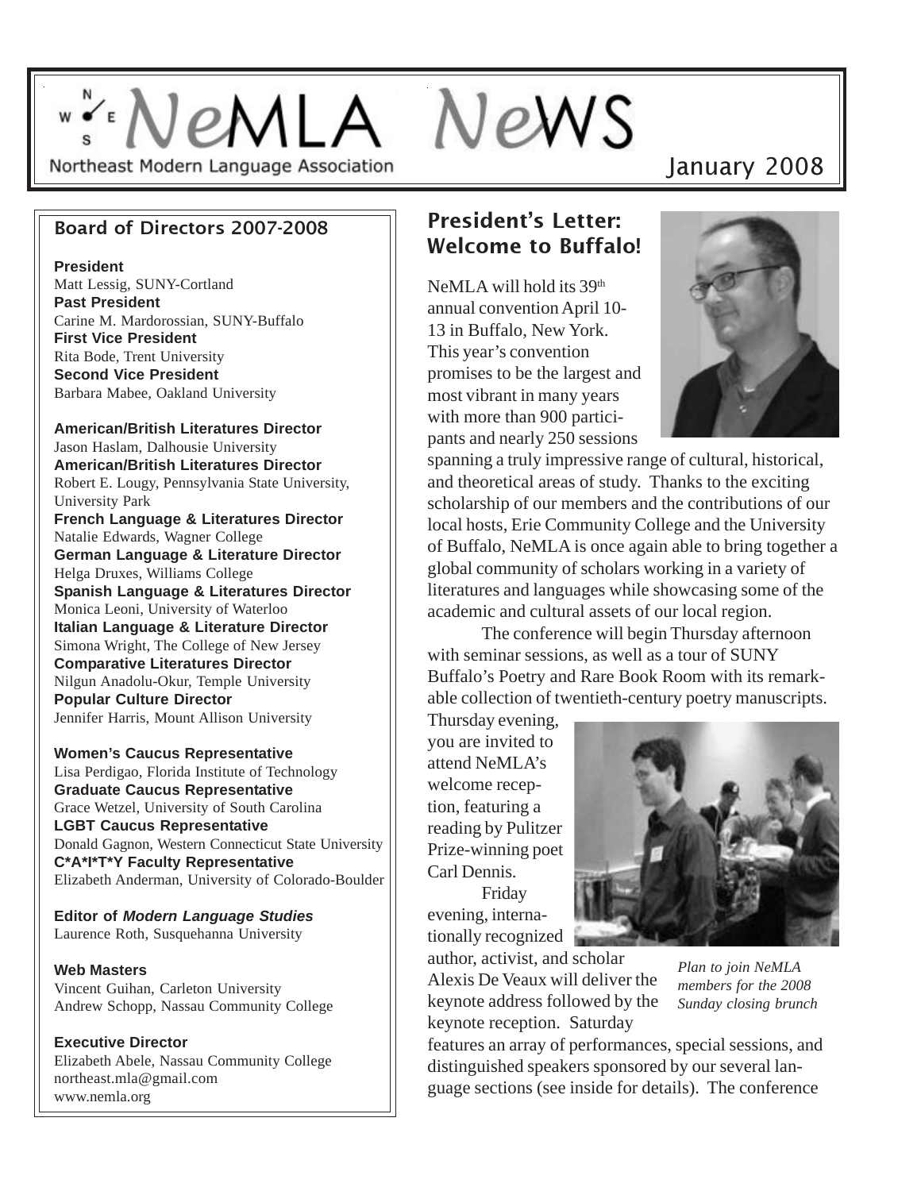# NeMLA NeWS

Northeast Modern Language Association

January 2008

## Board of Directors 2007-2008

**President**
Matt Lessig, SUNY-Cortland
**Past President**
Carine M. Mardorossian, SUNY-Buffalo
**First Vice President**
Rita Bode, Trent University
**Second Vice President**
Barbara Mabee, Oakland University

**American/British Literatures Director**
Jason Haslam, Dalhousie University
**American/British Literatures Director**
Robert E. Lougy, Pennsylvania State University, University Park
**French Language & Literatures Director**
Natalie Edwards, Wagner College
**German Language & Literature Director**
Helga Druxes, Williams College
**Spanish Language & Literatures Director**
Monica Leoni, University of Waterloo
**Italian Language & Literature Director**
Simona Wright, The College of New Jersey
**Comparative Literatures Director**
Nilgun Anadolu-Okur, Temple University
**Popular Culture Director**
Jennifer Harris, Mount Allison University

**Women's Caucus Representative**
Lisa Perdigao, Florida Institute of Technology
**Graduate Caucus Representative**
Grace Wetzel, University of South Carolina
**LGBT Caucus Representative**
Donald Gagnon, Western Connecticut State University
**C*A*I*T*Y Faculty Representative**
Elizabeth Anderman, University of Colorado-Boulder

**Editor of *Modern Language Studies***
Laurence Roth, Susquehanna University

**Web Masters**
Vincent Guihan, Carleton University
Andrew Schopp, Nassau Community College

**Executive Director**
Elizabeth Abele, Nassau Community College
northeast.mla@gmail.com
www.nemla.org

## President's Letter: Welcome to Buffalo!

NeMLA will hold its 39th annual convention April 10-13 in Buffalo, New York. This year's convention promises to be the largest and most vibrant in many years with more than 900 participants and nearly 250 sessions spanning a truly impressive range of cultural, historical, and theoretical areas of study. Thanks to the exciting scholarship of our members and the contributions of our local hosts, Erie Community College and the University of Buffalo, NeMLA is once again able to bring together a global community of scholars working in a variety of literatures and languages while showcasing some of the academic and cultural assets of our local region.

The conference will begin Thursday afternoon with seminar sessions, as well as a tour of SUNY Buffalo's Poetry and Rare Book Room with its remarkable collection of twentieth-century poetry manuscripts. Thursday evening, you are invited to attend NeMLA's welcome reception, featuring a reading by Pulitzer Prize-winning poet Carl Dennis.

Friday evening, internationally recognized author, activist, and scholar Alexis De Veaux will deliver the keynote address followed by the keynote reception. Saturday features an array of performances, special sessions, and distinguished speakers sponsored by our several language sections (see inside for details). The conference

*Plan to join NeMLA members for the 2008 Sunday closing brunch*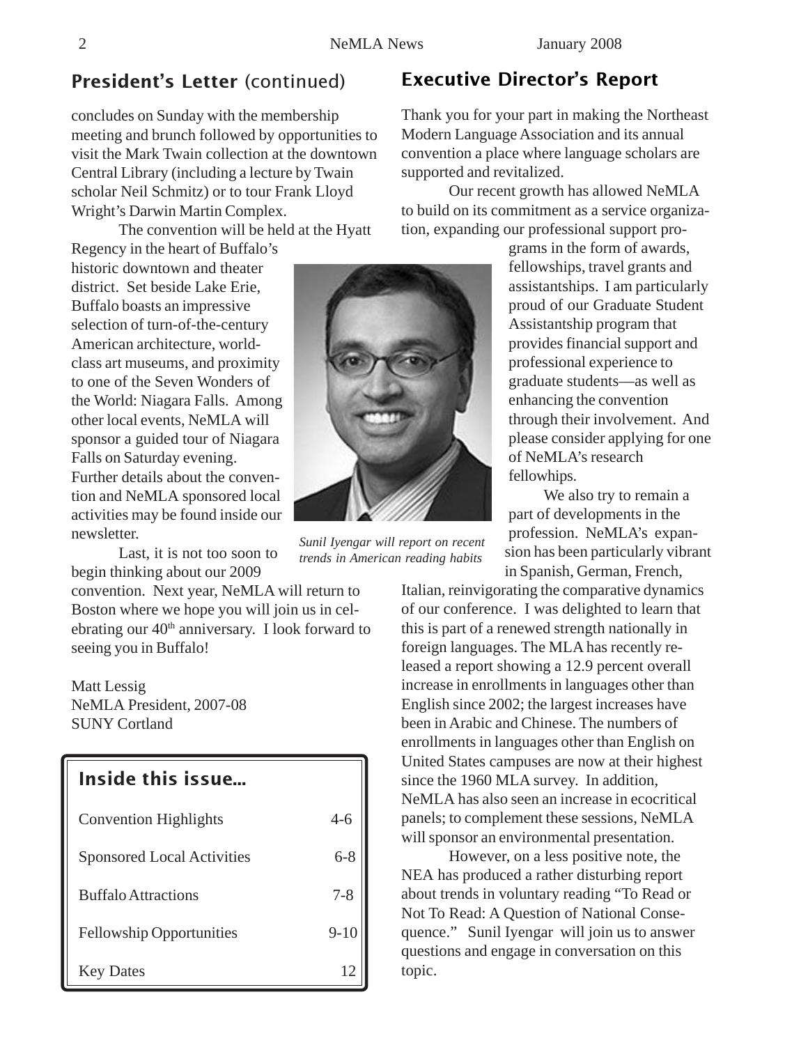## President's Letter (continued)

concludes on Sunday with the membership meeting and brunch followed by opportunities to visit the Mark Twain collection at the downtown Central Library (including a lecture by Twain scholar Neil Schmitz) or to tour Frank Lloyd Wright's Darwin Martin Complex.

The convention will be held at the Hyatt Regency in the heart of Buffalo's historic downtown and theater district. Set beside Lake Erie, Buffalo boasts an impressive selection of turn-of-the-century American architecture, world-class art museums, and proximity to one of the Seven Wonders of the World: Niagara Falls. Among other local events, NeMLA will sponsor a guided tour of Niagara Falls on Saturday evening. Further details about the convention and NeMLA sponsored local activities may be found inside our newsletter.

Last, it is not too soon to begin thinking about our 2009 convention. Next year, NeMLA will return to Boston where we hope you will join us in celebrating our 40th anniversary. I look forward to seeing you in Buffalo!

Matt Lessig
NeMLA President, 2007-08
SUNY Cortland

### Inside this issue...

| | |
|---|---|
| Convention Highlights | 4-6 |
| Sponsored Local Activities | 6-8 |
| Buffalo Attractions | 7-8 |
| Fellowship Opportunities | 9-10 |
| Key Dates | 12 |

*Sunil Iyengar will report on recent trends in American reading habits*

## Executive Director's Report

Thank you for your part in making the Northeast Modern Language Association and its annual convention a place where language scholars are supported and revitalized.

Our recent growth has allowed NeMLA to build on its commitment as a service organization, expanding our professional support programs in the form of awards, fellowships, travel grants and assistantships. I am particularly proud of our Graduate Student Assistantship program that provides financial support and professional experience to graduate students—as well as enhancing the convention through their involvement. And please consider applying for one of NeMLA's research fellowhips.

We also try to remain a part of developments in the profession. NeMLA's expansion has been particularly vibrant in Spanish, German, French, Italian, reinvigorating the comparative dynamics of our conference. I was delighted to learn that this is part of a renewed strength nationally in foreign languages. The MLA has recently released a report showing a 12.9 percent overall increase in enrollments in languages other than English since 2002; the largest increases have been in Arabic and Chinese. The numbers of enrollments in languages other than English on United States campuses are now at their highest since the 1960 MLA survey. In addition, NeMLA has also seen an increase in ecocritical panels; to complement these sessions, NeMLA will sponsor an environmental presentation.

However, on a less positive note, the NEA has produced a rather disturbing report about trends in voluntary reading "To Read or Not To Read: A Question of National Consequence." Sunil Iyengar will join us to answer questions and engage in conversation on this topic.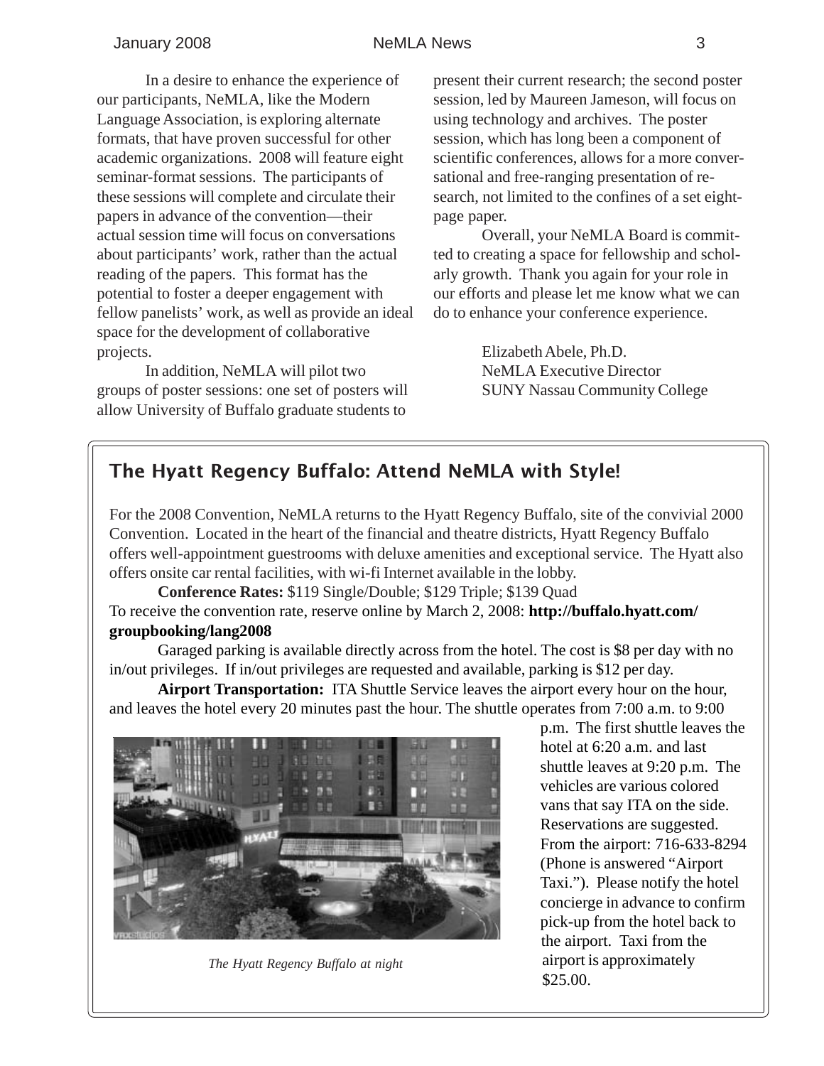In a desire to enhance the experience of our participants, NeMLA, like the Modern Language Association, is exploring alternate formats, that have proven successful for other academic organizations. 2008 will feature eight seminar-format sessions. The participants of these sessions will complete and circulate their papers in advance of the convention—their actual session time will focus on conversations about participants' work, rather than the actual reading of the papers. This format has the potential to foster a deeper engagement with fellow panelists' work, as well as provide an ideal space for the development of collaborative projects.

In addition, NeMLA will pilot two groups of poster sessions: one set of posters will allow University of Buffalo graduate students to present their current research; the second poster session, led by Maureen Jameson, will focus on using technology and archives. The poster session, which has long been a component of scientific conferences, allows for a more conversational and free-ranging presentation of research, not limited to the confines of a set eight-page paper.

Overall, your NeMLA Board is committed to creating a space for fellowship and scholarly growth. Thank you again for your role in our efforts and please let me know what we can do to enhance your conference experience.

Elizabeth Abele, Ph.D.
NeMLA Executive Director
SUNY Nassau Community College

## The Hyatt Regency Buffalo: Attend NeMLA with Style!

For the 2008 Convention, NeMLA returns to the Hyatt Regency Buffalo, site of the convivial 2000 Convention. Located in the heart of the financial and theatre districts, Hyatt Regency Buffalo offers well-appointment guestrooms with deluxe amenities and exceptional service. The Hyatt also offers onsite car rental facilities, with wi-fi Internet available in the lobby.

**Conference Rates:** $119 Single/Double; $129 Triple; $139 Quad
To receive the convention rate, reserve online by March 2, 2008: **http://buffalo.hyatt.com/groupbooking/lang2008**

Garaged parking is available directly across from the hotel. The cost is $8 per day with no in/out privileges. If in/out privileges are requested and available, parking is $12 per day.

**Airport Transportation:** ITA Shuttle Service leaves the airport every hour on the hour, and leaves the hotel every 20 minutes past the hour. The shuttle operates from 7:00 a.m. to 9:00 p.m. The first shuttle leaves the hotel at 6:20 a.m. and last shuttle leaves at 9:20 p.m. The vehicles are various colored vans that say ITA on the side. Reservations are suggested. From the airport: 716-633-8294 (Phone is answered "Airport Taxi."). Please notify the hotel concierge in advance to confirm pick-up from the hotel back to the airport. Taxi from the airport is approximately $25.00.

*The Hyatt Regency Buffalo at night*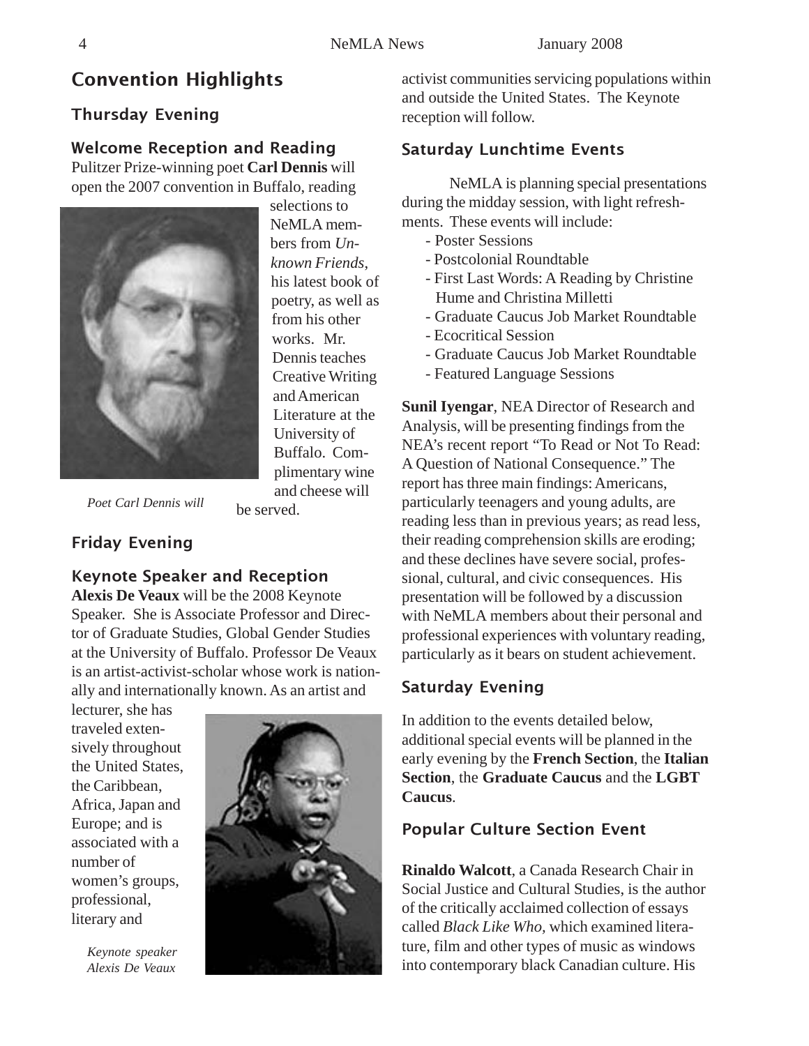# Convention Highlights

## Thursday Evening

### Welcome Reception and Reading

Pulitzer Prize-winning poet **Carl Dennis** will open the 2007 convention in Buffalo, reading selections to NeMLA members from *Unknown Friends*, his latest book of poetry, as well as from his other works. Mr. Dennis teaches Creative Writing and American Literature at the University of Buffalo. Complimentary wine and cheese will be served.

*Poet Carl Dennis will*

## Friday Evening

### Keynote Speaker and Reception

**Alexis De Veaux** will be the 2008 Keynote Speaker. She is Associate Professor and Director of Graduate Studies, Global Gender Studies at the University of Buffalo. Professor De Veaux is an artist-activist-scholar whose work is nationally and internationally known. As an artist and lecturer, she has traveled extensively throughout the United States, the Caribbean, Africa, Japan and Europe; and is associated with a number of women's groups, professional, literary and activist communities servicing populations within and outside the United States. The Keynote reception will follow.

*Keynote speaker Alexis De Veaux*

### Saturday Lunchtime Events

NeMLA is planning special presentations during the midday session, with light refreshments. These events will include:

- Poster Sessions
- Postcolonial Roundtable
- First Last Words: A Reading by Christine Hume and Christina Milletti
- Graduate Caucus Job Market Roundtable
- Ecocritical Session
- Graduate Caucus Job Market Roundtable
- Featured Language Sessions

**Sunil Iyengar**, NEA Director of Research and Analysis, will be presenting findings from the NEA's recent report "To Read or Not To Read: A Question of National Consequence." The report has three main findings: Americans, particularly teenagers and young adults, are reading less than in previous years; as read less, their reading comprehension skills are eroding; and these declines have severe social, professional, cultural, and civic consequences. His presentation will be followed by a discussion with NeMLA members about their personal and professional experiences with voluntary reading, particularly as it bears on student achievement.

## Saturday Evening

In addition to the events detailed below, additional special events will be planned in the early evening by the **French Section**, the **Italian Section**, the **Graduate Caucus** and the **LGBT Caucus**.

### Popular Culture Section Event

**Rinaldo Walcott**, a Canada Research Chair in Social Justice and Cultural Studies, is the author of the critically acclaimed collection of essays called *Black Like Who,* which examined literature, film and other types of music as windows into contemporary black Canadian culture. His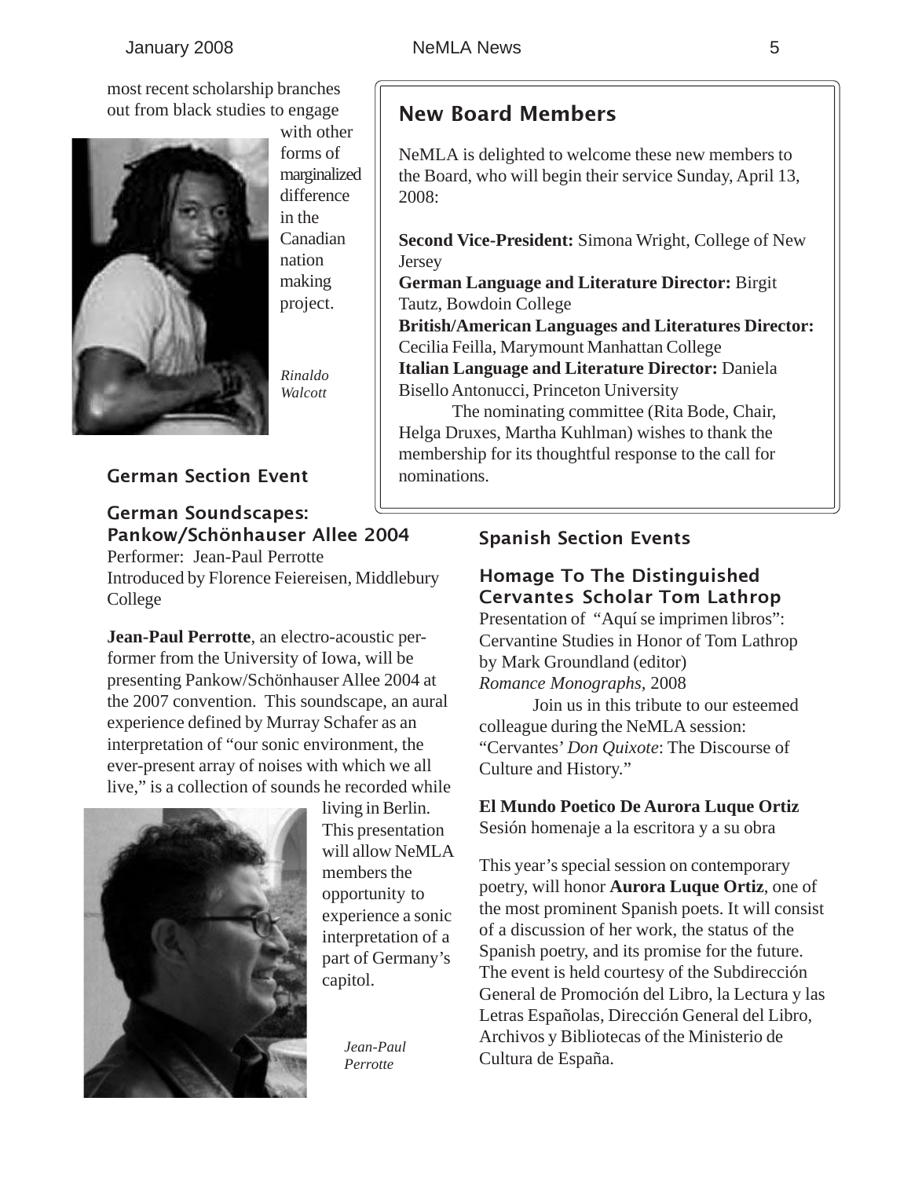most recent scholarship branches out from black studies to engage with other forms of marginalized difference in the Canadian nation making project.

*Rinaldo Walcott*

## New Board Members

NeMLA is delighted to welcome these new members to the Board, who will begin their service Sunday, April 13, 2008:

**Second Vice-President:** Simona Wright, College of New Jersey
**German Language and Literature Director:** Birgit Tautz, Bowdoin College
**British/American Languages and Literatures Director:** Cecilia Feilla, Marymount Manhattan College
**Italian Language and Literature Director:** Daniela Bisello Antonucci, Princeton University

The nominating committee (Rita Bode, Chair, Helga Druxes, Martha Kuhlman) wishes to thank the membership for its thoughtful response to the call for nominations.

## German Section Event

### German Soundscapes: Pankow/Schönhauser Allee 2004

Performer: Jean-Paul Perrotte
Introduced by Florence Feiereisen, Middlebury College

**Jean-Paul Perrotte**, an electro-acoustic performer from the University of Iowa, will be presenting Pankow/Schönhauser Allee 2004 at the 2007 convention. This soundscape, an aural experience defined by Murray Schafer as an interpretation of "our sonic environment, the ever-present array of noises with which we all live," is a collection of sounds he recorded while living in Berlin. This presentation will allow NeMLA members the opportunity to experience a sonic interpretation of a part of Germany's capitol.

*Jean-Paul Perrotte*

## Spanish Section Events

### Homage To The Distinguished Cervantes Scholar Tom Lathrop

Presentation of "Aquí se imprimen libros": Cervantine Studies in Honor of Tom Lathrop by Mark Groundland (editor)
*Romance Monographs,* 2008

Join us in this tribute to our esteemed colleague during the NeMLA session: "Cervantes' *Don Quixote*: The Discourse of Culture and History."

**El Mundo Poetico De Aurora Luque Ortiz**
Sesión homenaje a la escritora y a su obra

This year's special session on contemporary poetry, will honor **Aurora Luque Ortiz**, one of the most prominent Spanish poets. It will consist of a discussion of her work, the status of the Spanish poetry, and its promise for the future. The event is held courtesy of the Subdirección General de Promoción del Libro, la Lectura y las Letras Españolas, Dirección General del Libro, Archivos y Bibliotecas of the Ministerio de Cultura de España.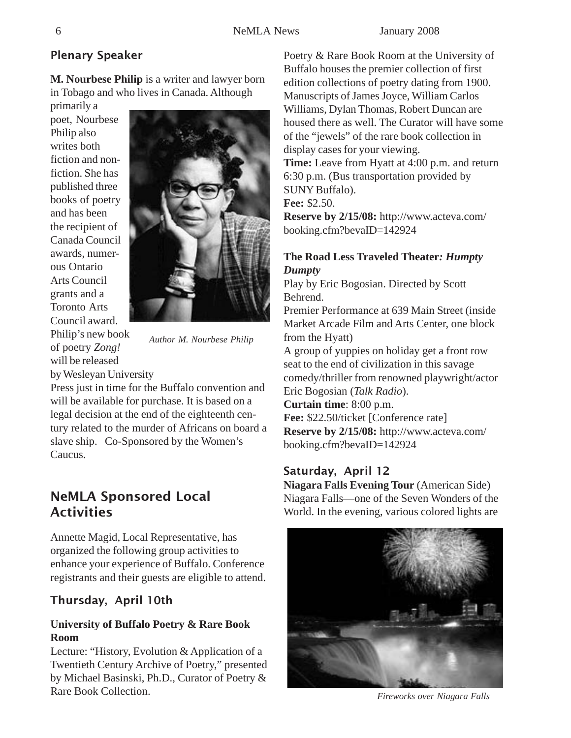## Plenary Speaker

**M. Nourbese Philip** is a writer and lawyer born in Tobago and who lives in Canada. Although primarily a poet, Nourbese Philip also writes both fiction and non-fiction. She has published three books of poetry and has been the recipient of Canada Council awards, numerous Ontario Arts Council grants and a Toronto Arts Council award. Philip's new book of poetry *Zong!* will be released by Wesleyan University Press just in time for the Buffalo convention and will be available for purchase. It is based on a legal decision at the end of the eighteenth century related to the murder of Africans on board a slave ship. Co-Sponsored by the Women's Caucus.

*Author M. Nourbese Philip*

## NeMLA Sponsored Local Activities

Annette Magid, Local Representative, has organized the following group activities to enhance your experience of Buffalo. Conference registrants and their guests are eligible to attend.

### Thursday, April 10th

**University of Buffalo Poetry & Rare Book Room**

Lecture: "History, Evolution & Application of a Twentieth Century Archive of Poetry," presented by Michael Basinski, Ph.D., Curator of Poetry & Rare Book Collection. Poetry & Rare Book Room at the University of Buffalo houses the premier collection of first edition collections of poetry dating from 1900. Manuscripts of James Joyce, William Carlos Williams, Dylan Thomas, Robert Duncan are housed there as well. The Curator will have some of the "jewels" of the rare book collection in display cases for your viewing.

**Time:** Leave from Hyatt at 4:00 p.m. and return 6:30 p.m. (Bus transportation provided by SUNY Buffalo).

**Fee:** $2.50.

**Reserve by 2/15/08:** http://www.acteva.com/booking.cfm?bevaID=142924

**The Road Less Traveled Theater*: Humpty Dumpty***

Play by Eric Bogosian. Directed by Scott Behrend.

Premier Performance at 639 Main Street (inside Market Arcade Film and Arts Center, one block from the Hyatt)

A group of yuppies on holiday get a front row seat to the end of civilization in this savage comedy/thriller from renowned playwright/actor Eric Bogosian (*Talk Radio*).

**Curtain time**: 8:00 p.m.

**Fee:** $22.50/ticket [Conference rate]

**Reserve by 2/15/08:** http://www.acteva.com/booking.cfm?bevaID=142924

### Saturday, April 12

**Niagara Falls Evening Tour** (American Side)

Niagara Falls—one of the Seven Wonders of the World. In the evening, various colored lights are

*Fireworks over Niagara Falls*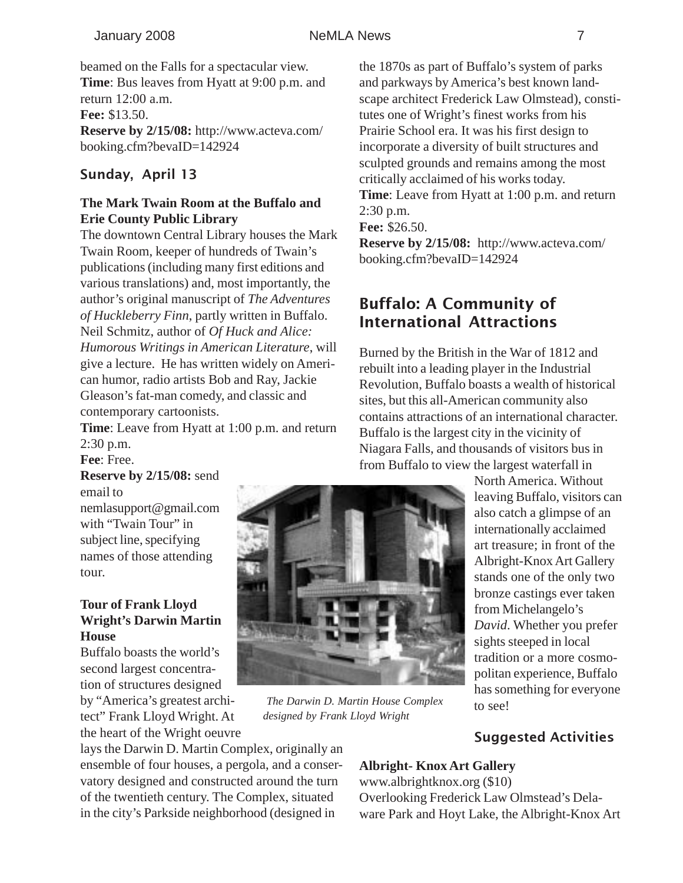beamed on the Falls for a spectacular view.
**Time**: Bus leaves from Hyatt at 9:00 p.m. and return 12:00 a.m.
**Fee:** $13.50.
**Reserve by 2/15/08:** http://www.acteva.com/booking.cfm?bevaID=142924

### Sunday, April 13

**The Mark Twain Room at the Buffalo and Erie County Public Library**

The downtown Central Library houses the Mark Twain Room, keeper of hundreds of Twain's publications (including many first editions and various translations) and, most importantly, the author's original manuscript of *The Adventures of Huckleberry Finn*, partly written in Buffalo. Neil Schmitz, author of *Of Huck and Alice: Humorous Writings in American Literature*, will give a lecture. He has written widely on American humor, radio artists Bob and Ray, Jackie Gleason's fat-man comedy, and classic and contemporary cartoonists.
**Time**: Leave from Hyatt at 1:00 p.m. and return 2:30 p.m.
**Fee**: Free.
**Reserve by 2/15/08:** send email to nemlasupport@gmail.com with "Twain Tour" in subject line, specifying names of those attending tour.

**Tour of Frank Lloyd Wright's Darwin Martin House**

Buffalo boasts the world's second largest concentration of structures designed by "America's greatest architect" Frank Lloyd Wright. At the heart of the Wright oeuvre lays the Darwin D. Martin Complex, originally an ensemble of four houses, a pergola, and a conservatory designed and constructed around the turn of the twentieth century. The Complex, situated in the city's Parkside neighborhood (designed in the 1870s as part of Buffalo's system of parks and parkways by America's best known landscape architect Frederick Law Olmstead), constitutes one of Wright's finest works from his Prairie School era. It was his first design to incorporate a diversity of built structures and sculpted grounds and remains among the most critically acclaimed of his works today.
**Time**: Leave from Hyatt at 1:00 p.m. and return 2:30 p.m.
**Fee:** $26.50.
**Reserve by 2/15/08:** http://www.acteva.com/booking.cfm?bevaID=142924

*The Darwin D. Martin House Complex designed by Frank Lloyd Wright*

## Buffalo: A Community of International Attractions

Burned by the British in the War of 1812 and rebuilt into a leading player in the Industrial Revolution, Buffalo boasts a wealth of historical sites, but this all-American community also contains attractions of an international character. Buffalo is the largest city in the vicinity of Niagara Falls, and thousands of visitors bus in from Buffalo to view the largest waterfall in North America. Without leaving Buffalo, visitors can also catch a glimpse of an internationally acclaimed art treasure; in front of the Albright-Knox Art Gallery stands one of the only two bronze castings ever taken from Michelangelo's *David*. Whether you prefer sights steeped in local tradition or a more cosmopolitan experience, Buffalo has something for everyone to see!

### Suggested Activities

**Albright- Knox Art Gallery**
www.albrightknox.org ($10)
Overlooking Frederick Law Olmstead's Delaware Park and Hoyt Lake, the Albright-Knox Art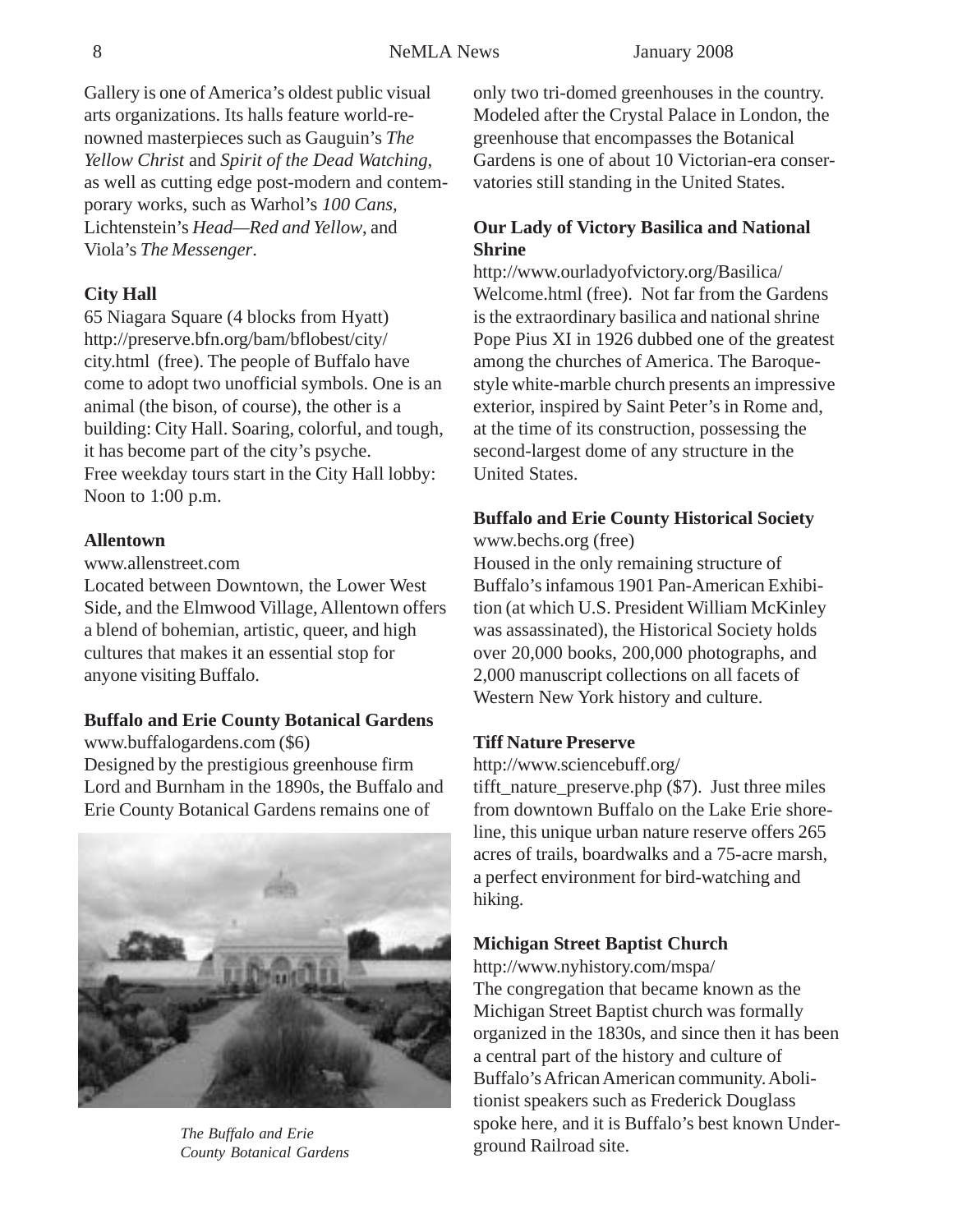Gallery is one of America's oldest public visual arts organizations. Its halls feature world-renowned masterpieces such as Gauguin's *The Yellow Christ* and *Spirit of the Dead Watching*, as well as cutting edge post-modern and contemporary works, such as Warhol's *100 Cans*, Lichtenstein's *Head—Red and Yellow*, and Viola's *The Messenger*.

**City Hall**

65 Niagara Square (4 blocks from Hyatt) http://preserve.bfn.org/bam/bflobest/city/city.html (free). The people of Buffalo have come to adopt two unofficial symbols. One is an animal (the bison, of course), the other is a building: City Hall. Soaring, colorful, and tough, it has become part of the city's psyche. Free weekday tours start in the City Hall lobby: Noon to 1:00 p.m.

**Allentown**

www.allenstreet.com

Located between Downtown, the Lower West Side, and the Elmwood Village, Allentown offers a blend of bohemian, artistic, queer, and high cultures that makes it an essential stop for anyone visiting Buffalo.

**Buffalo and Erie County Botanical Gardens**

www.buffalogardens.com ($6)

Designed by the prestigious greenhouse firm Lord and Burnham in the 1890s, the Buffalo and Erie County Botanical Gardens remains one of only two tri-domed greenhouses in the country. Modeled after the Crystal Palace in London, the greenhouse that encompasses the Botanical Gardens is one of about 10 Victorian-era conservatories still standing in the United States.

*The Buffalo and Erie County Botanical Gardens*

**Our Lady of Victory Basilica and National Shrine**

http://www.ourladyofvictory.org/Basilica/Welcome.html (free). Not far from the Gardens is the extraordinary basilica and national shrine Pope Pius XI in 1926 dubbed one of the greatest among the churches of America. The Baroque-style white-marble church presents an impressive exterior, inspired by Saint Peter's in Rome and, at the time of its construction, possessing the second-largest dome of any structure in the United States.

**Buffalo and Erie County Historical Society**

www.bechs.org (free)

Housed in the only remaining structure of Buffalo's infamous 1901 Pan-American Exhibition (at which U.S. President William McKinley was assassinated), the Historical Society holds over 20,000 books, 200,000 photographs, and 2,000 manuscript collections on all facets of Western New York history and culture.

**Tiff Nature Preserve**

http://www.sciencebuff.org/tifft_nature_preserve.php ($7). Just three miles from downtown Buffalo on the Lake Erie shoreline, this unique urban nature reserve offers 265 acres of trails, boardwalks and a 75-acre marsh, a perfect environment for bird-watching and hiking.

**Michigan Street Baptist Church**

http://www.nyhistory.com/mspa/

The congregation that became known as the Michigan Street Baptist church was formally organized in the 1830s, and since then it has been a central part of the history and culture of Buffalo's African American community. Abolitionist speakers such as Frederick Douglass spoke here, and it is Buffalo's best known Underground Railroad site.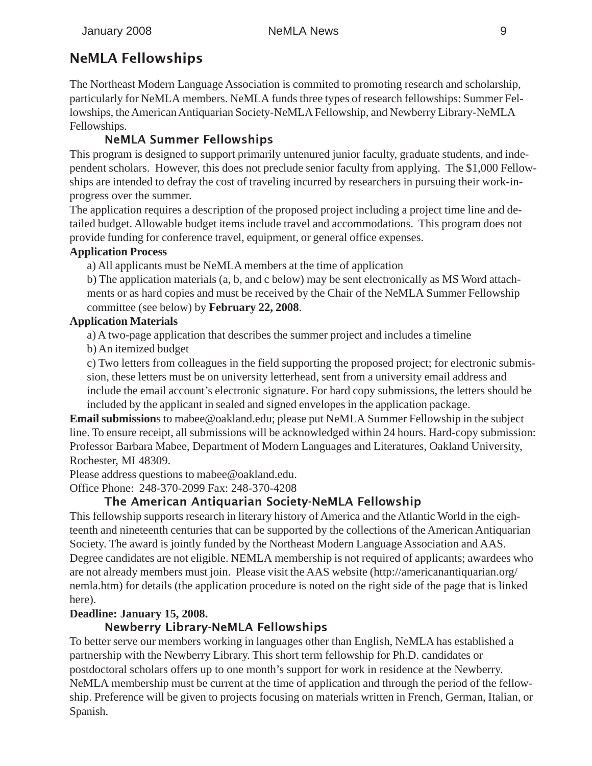## NeMLA Fellowships

The Northeast Modern Language Association is commited to promoting research and scholarship, particularly for NeMLA members. NeMLA funds three types of research fellowships: Summer Fellowships, the American Antiquarian Society-NeMLA Fellowship, and Newberry Library-NeMLA Fellowships.

### NeMLA Summer Fellowships

This program is designed to support primarily untenured junior faculty, graduate students, and independent scholars. However, this does not preclude senior faculty from applying. The $1,000 Fellowships are intended to defray the cost of traveling incurred by researchers in pursuing their work-in-progress over the summer.

The application requires a description of the proposed project including a project time line and detailed budget. Allowable budget items include travel and accommodations. This program does not provide funding for conference travel, equipment, or general office expenses.

**Application Process**

a) All applicants must be NeMLA members at the time of application

b) The application materials (a, b, and c below) may be sent electronically as MS Word attachments or as hard copies and must be received by the Chair of the NeMLA Summer Fellowship committee (see below) by **February 22, 2008**.

**Application Materials**

a) A two-page application that describes the summer project and includes a timeline

b) An itemized budget

c) Two letters from colleagues in the field supporting the proposed project; for electronic submission, these letters must be on university letterhead, sent from a university email address and include the email account's electronic signature. For hard copy submissions, the letters should be included by the applicant in sealed and signed envelopes in the application package.

**Email submission**s to mabee@oakland.edu; please put NeMLA Summer Fellowship in the subject line. To ensure receipt, all submissions will be acknowledged within 24 hours. Hard-copy submission: Professor Barbara Mabee, Department of Modern Languages and Literatures, Oakland University, Rochester, MI 48309.

Please address questions to mabee@oakland.edu.

Office Phone: 248-370-2099 Fax: 248-370-4208

### The American Antiquarian Society-NeMLA Fellowship

This fellowship supports research in literary history of America and the Atlantic World in the eighteenth and nineteenth centuries that can be supported by the collections of the American Antiquarian Society. The award is jointly funded by the Northeast Modern Language Association and AAS. Degree candidates are not eligible. NEMLA membership is not required of applicants; awardees who are not already members must join. Please visit the AAS website (http://americanantiquarian.org/nemla.htm) for details (the application procedure is noted on the right side of the page that is linked here).

**Deadline: January 15, 2008.**

### Newberry Library-NeMLA Fellowships

To better serve our members working in languages other than English, NeMLA has established a partnership with the Newberry Library. This short term fellowship for Ph.D. candidates or postdoctoral scholars offers up to one month's support for work in residence at the Newberry. NeMLA membership must be current at the time of application and through the period of the fellowship. Preference will be given to projects focusing on materials written in French, German, Italian, or Spanish.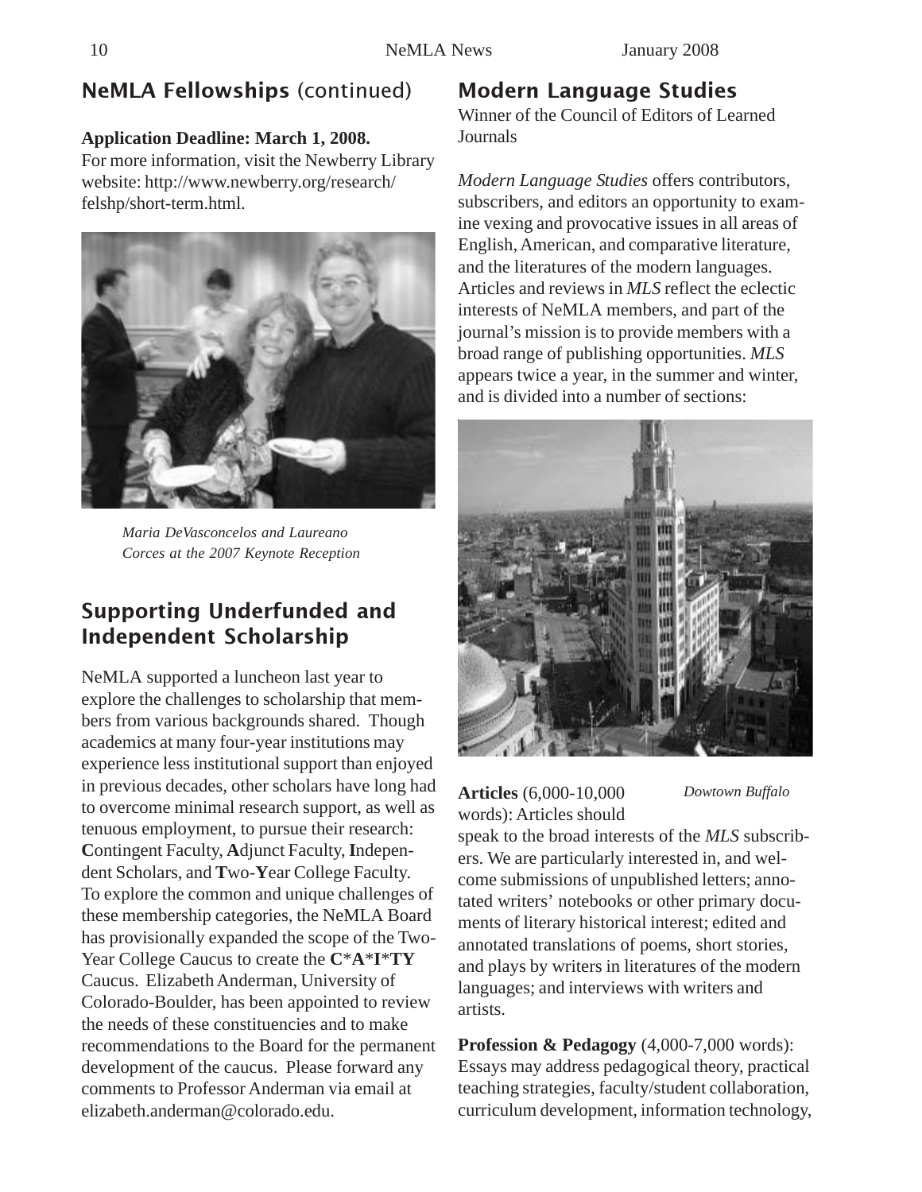## NeMLA Fellowships (continued)

**Application Deadline: March 1, 2008.**
For more information, visit the Newberry Library website: http://www.newberry.org/research/felshp/short-term.html.

*Maria DeVasconcelos and Laureano Corces at the 2007 Keynote Reception*

## Supporting Underfunded and Independent Scholarship

NeMLA supported a luncheon last year to explore the challenges to scholarship that members from various backgrounds shared. Though academics at many four-year institutions may experience less institutional support than enjoyed in previous decades, other scholars have long had to overcome minimal research support, as well as tenuous employment, to pursue their research: **C**ontingent Faculty, **A**djunct Faculty, **I**ndependent Scholars, and **T**wo-**Y**ear College Faculty. To explore the common and unique challenges of these membership categories, the NeMLA Board has provisionally expanded the scope of the Two-Year College Caucus to create the **C**\***A**\***I**\***TY** Caucus. Elizabeth Anderman, University of Colorado-Boulder, has been appointed to review the needs of these constituencies and to make recommendations to the Board for the permanent development of the caucus. Please forward any comments to Professor Anderman via email at elizabeth.anderman@colorado.edu.

## Modern Language Studies

Winner of the Council of Editors of Learned Journals

*Modern Language Studies* offers contributors, subscribers, and editors an opportunity to examine vexing and provocative issues in all areas of English, American, and comparative literature, and the literatures of the modern languages. Articles and reviews in *MLS* reflect the eclectic interests of NeMLA members, and part of the journal's mission is to provide members with a broad range of publishing opportunities. *MLS* appears twice a year, in the summer and winter, and is divided into a number of sections:

*Dowtown Buffalo*

**Articles** (6,000-10,000 words): Articles should speak to the broad interests of the *MLS* subscribers. We are particularly interested in, and welcome submissions of unpublished letters; annotated writers' notebooks or other primary documents of literary historical interest; edited and annotated translations of poems, short stories, and plays by writers in literatures of the modern languages; and interviews with writers and artists.

**Profession & Pedagogy** (4,000-7,000 words): Essays may address pedagogical theory, practical teaching strategies, faculty/student collaboration, curriculum development, information technology,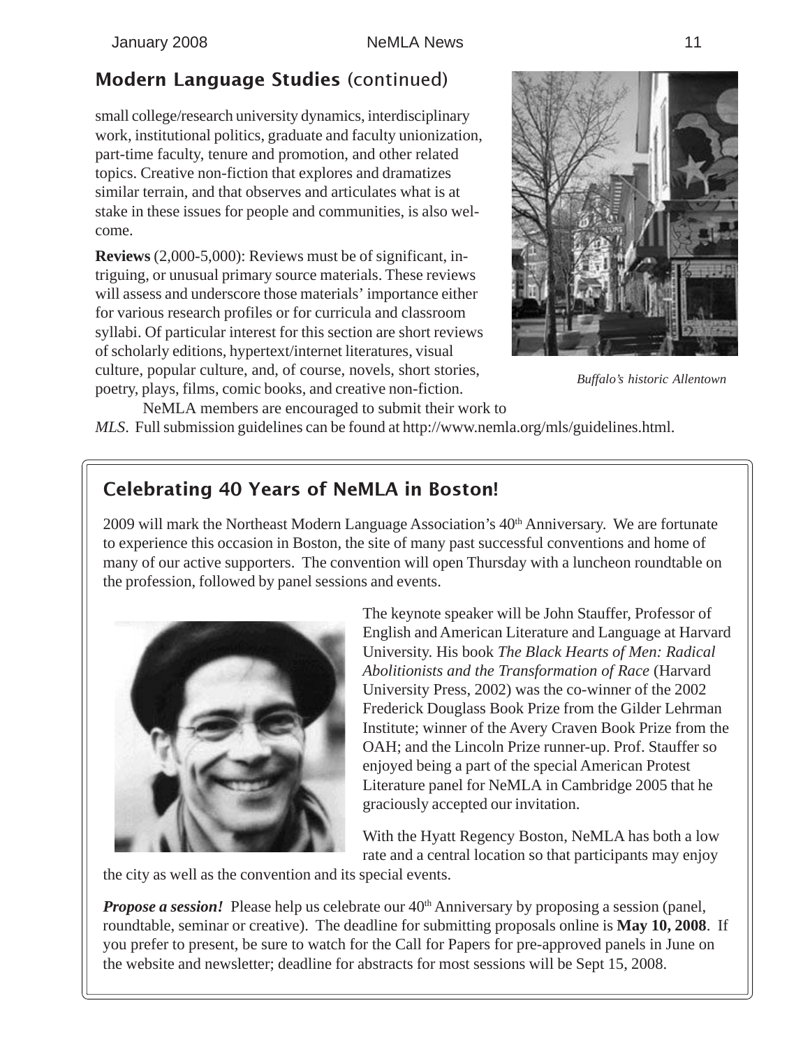## Modern Language Studies (continued)

small college/research university dynamics, interdisciplinary work, institutional politics, graduate and faculty unionization, part-time faculty, tenure and promotion, and other related topics. Creative non-fiction that explores and dramatizes similar terrain, and that observes and articulates what is at stake in these issues for people and communities, is also welcome.

**Reviews** (2,000-5,000): Reviews must be of significant, intriguing, or unusual primary source materials. These reviews will assess and underscore those materials' importance either for various research profiles or for curricula and classroom syllabi. Of particular interest for this section are short reviews of scholarly editions, hypertext/internet literatures, visual culture, popular culture, and, of course, novels, short stories, poetry, plays, films, comic books, and creative non-fiction.

NeMLA members are encouraged to submit their work to *MLS*. Full submission guidelines can be found at http://www.nemla.org/mls/guidelines.html.

*Buffalo's historic Allentown*

## Celebrating 40 Years of NeMLA in Boston!

2009 will mark the Northeast Modern Language Association's 40th Anniversary. We are fortunate to experience this occasion in Boston, the site of many past successful conventions and home of many of our active supporters. The convention will open Thursday with a luncheon roundtable on the profession, followed by panel sessions and events.

The keynote speaker will be John Stauffer, Professor of English and American Literature and Language at Harvard University. His book *The Black Hearts of Men: Radical Abolitionists and the Transformation of Race* (Harvard University Press, 2002) was the co-winner of the 2002 Frederick Douglass Book Prize from the Gilder Lehrman Institute; winner of the Avery Craven Book Prize from the OAH; and the Lincoln Prize runner-up. Prof. Stauffer so enjoyed being a part of the special American Protest Literature panel for NeMLA in Cambridge 2005 that he graciously accepted our invitation.

With the Hyatt Regency Boston, NeMLA has both a low rate and a central location so that participants may enjoy the city as well as the convention and its special events.

***Propose a session!*** Please help us celebrate our 40th Anniversary by proposing a session (panel, roundtable, seminar or creative). The deadline for submitting proposals online is **May 10, 2008**. If you prefer to present, be sure to watch for the Call for Papers for pre-approved panels in June on the website and newsletter; deadline for abstracts for most sessions will be Sept 15, 2008.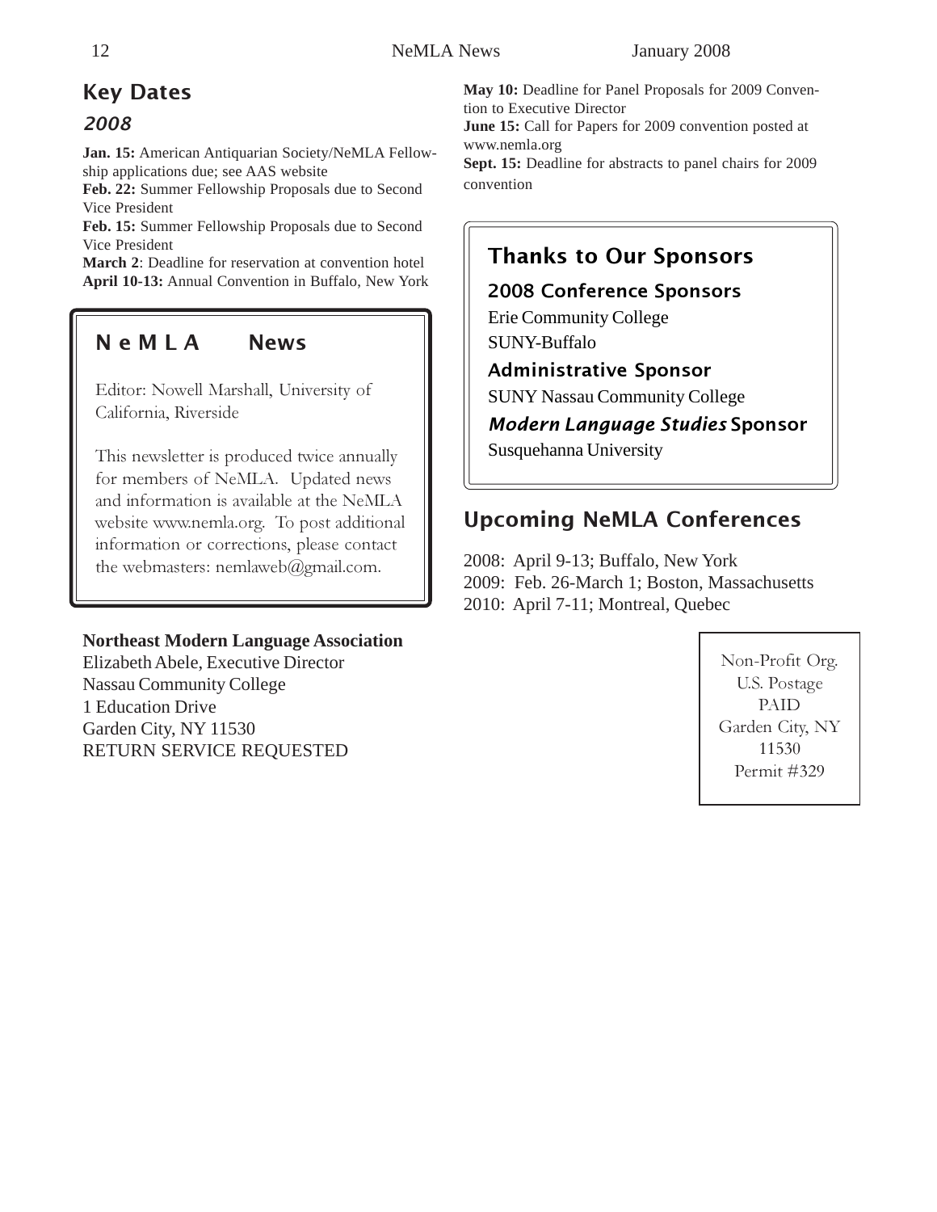## Key Dates

### *2008*

**Jan. 15:** American Antiquarian Society/NeMLA Fellowship applications due; see AAS website  
**Feb. 22:** Summer Fellowship Proposals due to Second Vice President  
**Feb. 15:** Summer Fellowship Proposals due to Second Vice President  
**March 2**: Deadline for reservation at convention hotel  
**April 10-13:** Annual Convention in Buffalo, New York  
**May 10:** Deadline for Panel Proposals for 2009 Convention to Executive Director  
**June 15:** Call for Papers for 2009 convention posted at www.nemla.org  
**Sept. 15:** Deadline for abstracts to panel chairs for 2009 convention

## NeMLA News

Editor: Nowell Marshall, University of California, Riverside

This newsletter is produced twice annually for members of NeMLA. Updated news and information is available at the NeMLA website www.nemla.org. To post additional information or corrections, please contact the webmasters: nemlaweb@gmail.com.

## Thanks to Our Sponsors

### 2008 Conference Sponsors

Erie Community College  
SUNY-Buffalo

### Administrative Sponsor

SUNY Nassau Community College

### *Modern Language Studies* Sponsor

Susquehanna University

## Upcoming NeMLA Conferences

2008: April 9-13; Buffalo, New York  
2009: Feb. 26-March 1; Boston, Massachusetts  
2010: April 7-11; Montreal, Quebec

**Northeast Modern Language Association**  
Elizabeth Abele, Executive Director  
Nassau Community College  
1 Education Drive  
Garden City, NY 11530  
RETURN SERVICE REQUESTED

Non-Profit Org.  
U.S. Postage  
PAID  
Garden City, NY  
11530  
Permit #329